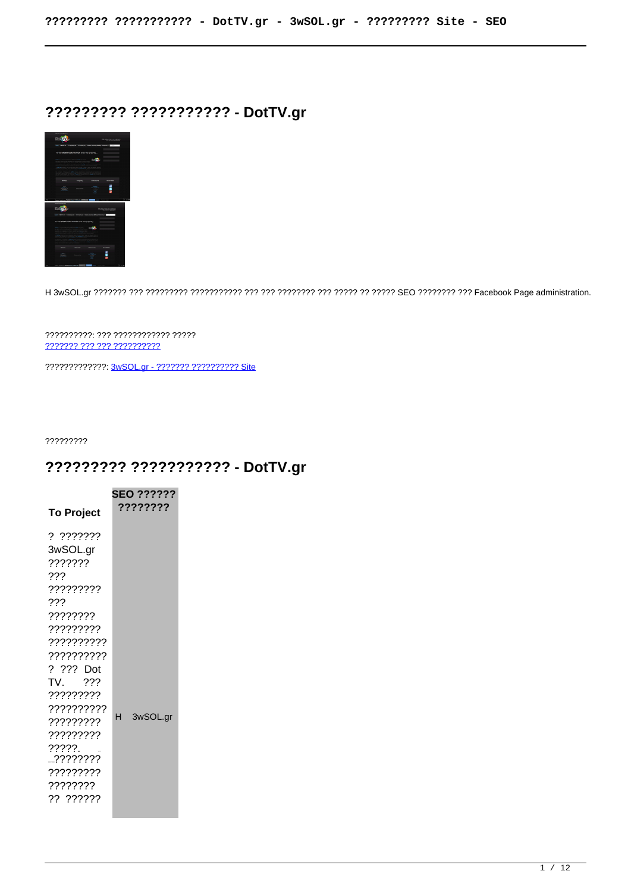# ????????? ??????????? - DotTV.gr

H 3wSOL.gr ??????? ??? ????????? ??????????? ??? ??? ???????? ??? ????? ?? ????? SEO ???????? ??? Facebook Page administration.

??????????: ??? ???????????? ?????
??????? ??? ??? ??????????

?????????????: 3wSOL.gr - ??????? ?????????? Site

?????????

## ????????? ??????????? - DotTV.gr

| To Project | SEO ?????? ???????? |
|---|---|
| ? ??????? 3wSOL.gr ??????? ??? ????????? ??? ???????? ????????? ?????????? ?????????? ? ??? Dot TV. ??? ????????? ?????????? ????????? ????????? ?????. ???????? ????????? ???????? ?? ?????? | H 3wSOL.gr |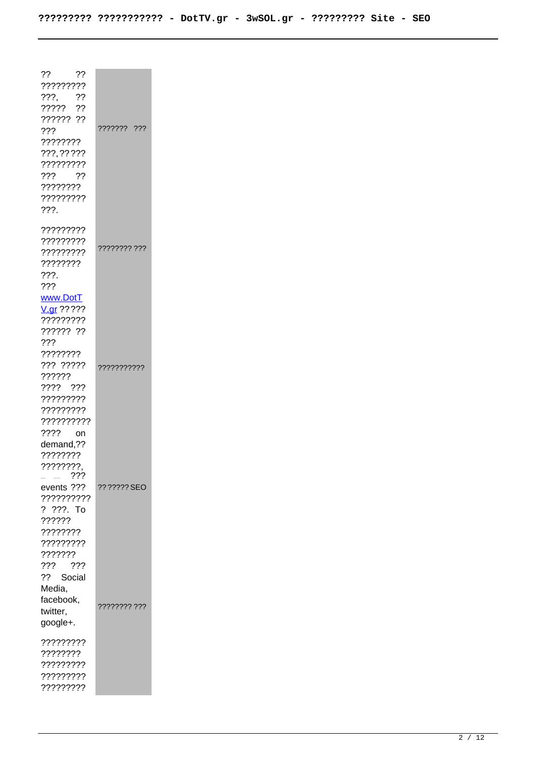| | |
|---|---|
| ?? ?? ????????? ???, ?? ????? ?? ?????? ?? ??? ???????? ???, ?? ??? ????????? ??? ?? ???????? ????????? ???. | ??????? ??? |
| ????????? ????????? ????????? ???????? ???. ??? [www.DotTV.gr](http://www.DotTV.gr) ?? ??? ????????? ?????? ?? ??? ???????? ??? ????? ?????? ???? ??? ????????? ????????? ?????????? ???? on demand,?? ????????, ???????? ???????, ??? events ??? ?????????? ? ???. To ?????? ???????? ????????? ??????? ??? ??? ?? Social Media, facebook, twitter, google+. | ???????? ??? |
| | ??????????? |
| | ?? ????? SEO |
| | ???????? ??? |
| ????????? ???????? ????????? ????????? ????????? | |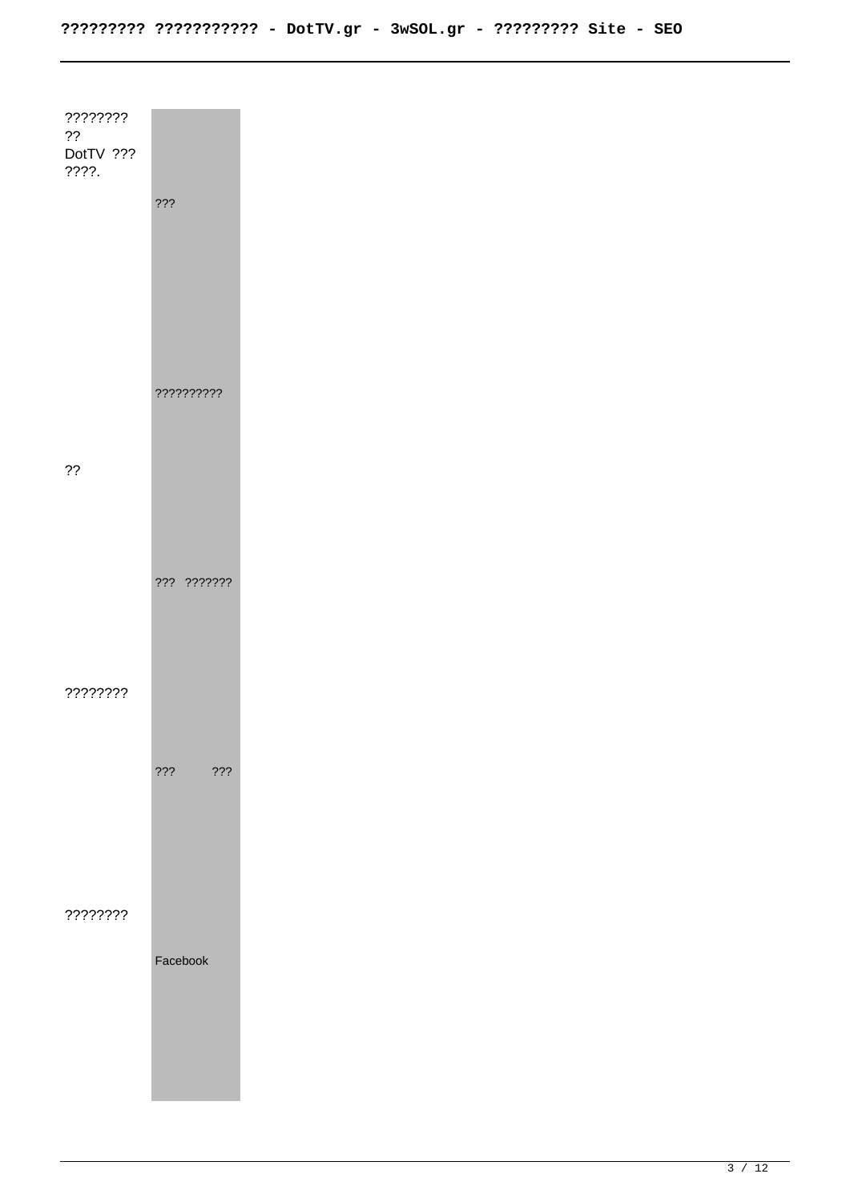| ???????? ?? DotTV ??? ????. | |
| --- | --- |
| | ??? |
| | ?????????? |
| ?? | |
| | ??? ??????? |
| ???????? | |
| | ??? ??? |
| ???????? | |
| | Facebook |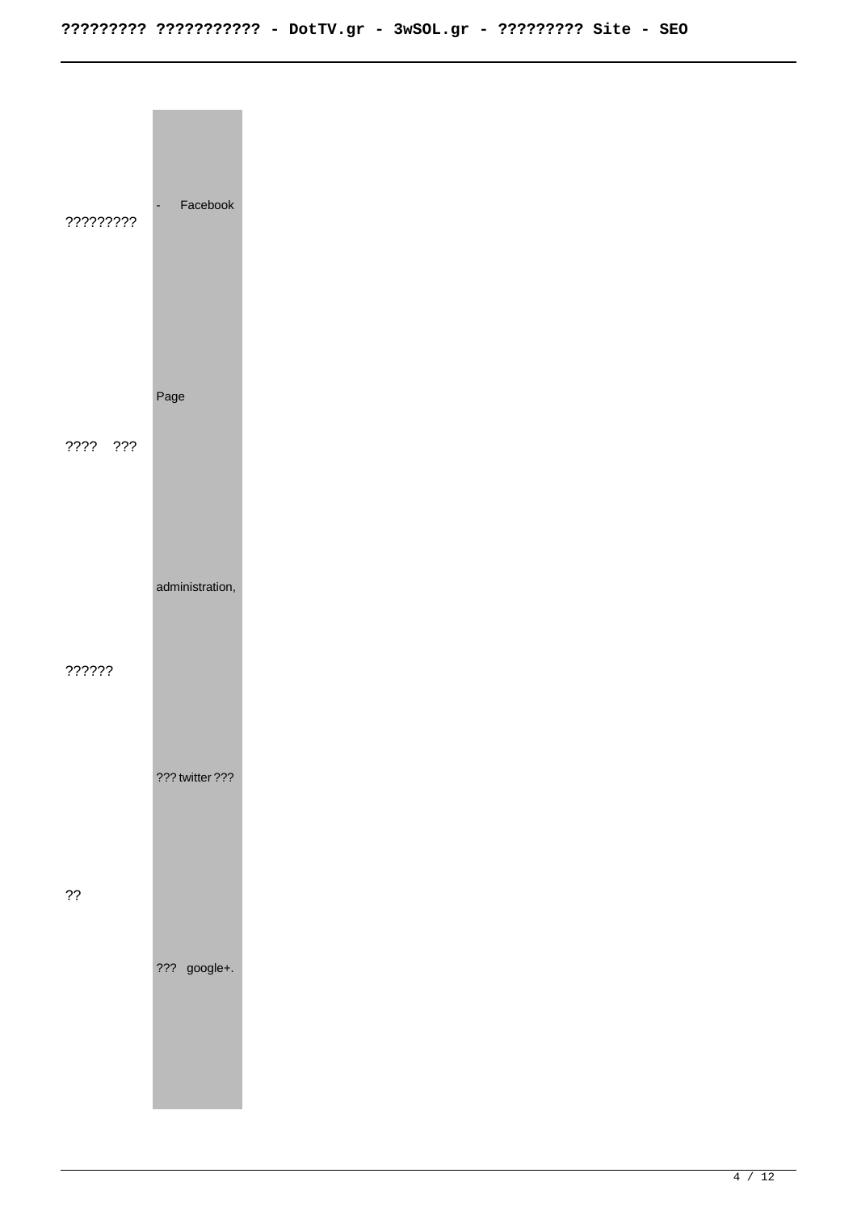| | |
|---|---|
| ????????? | - Facebook |
| ???? ??? | Page |
| ?????? | administration, |
| ?? | ??? twitter ??? |
| | ??? google+. |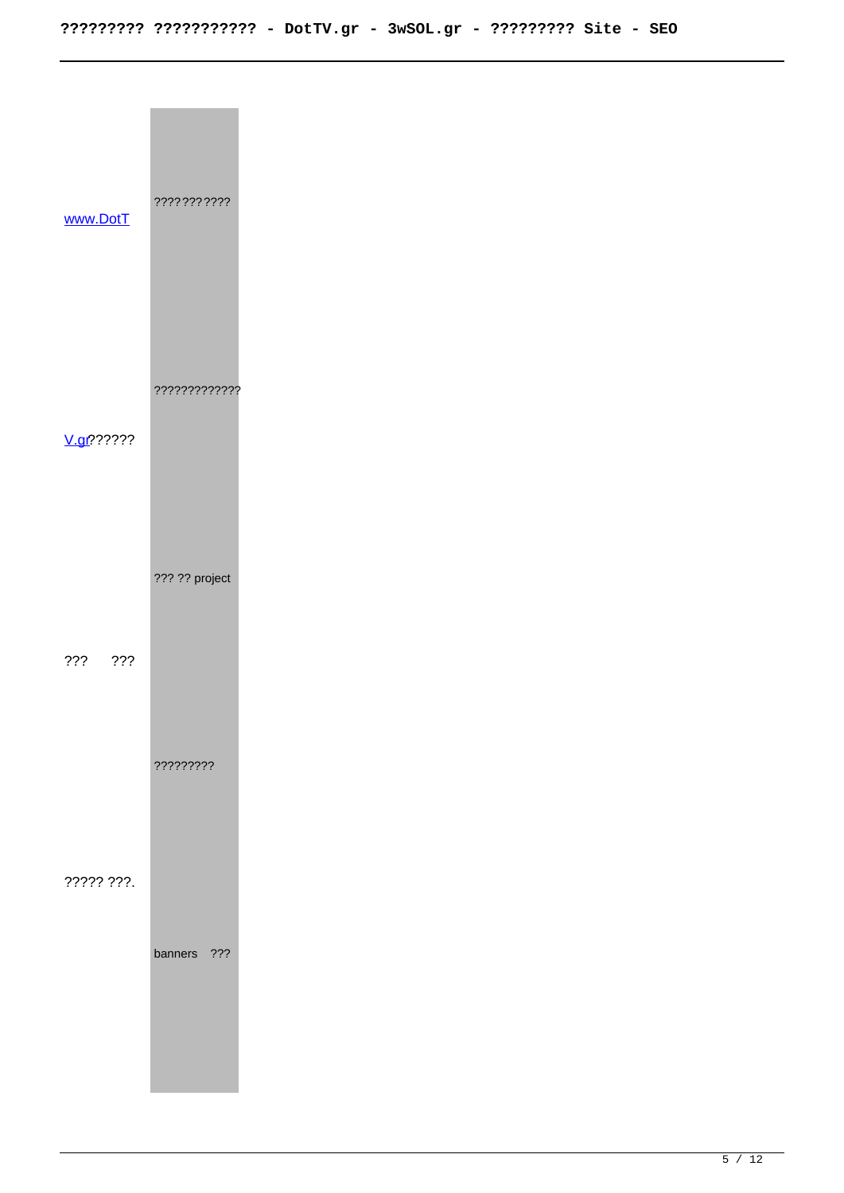| | |
|---|---|
| www.DotTV.gr?????? ??? ??? ????? ???. | ??????????? ????????????? ??? ?? project ????????? banners ??? |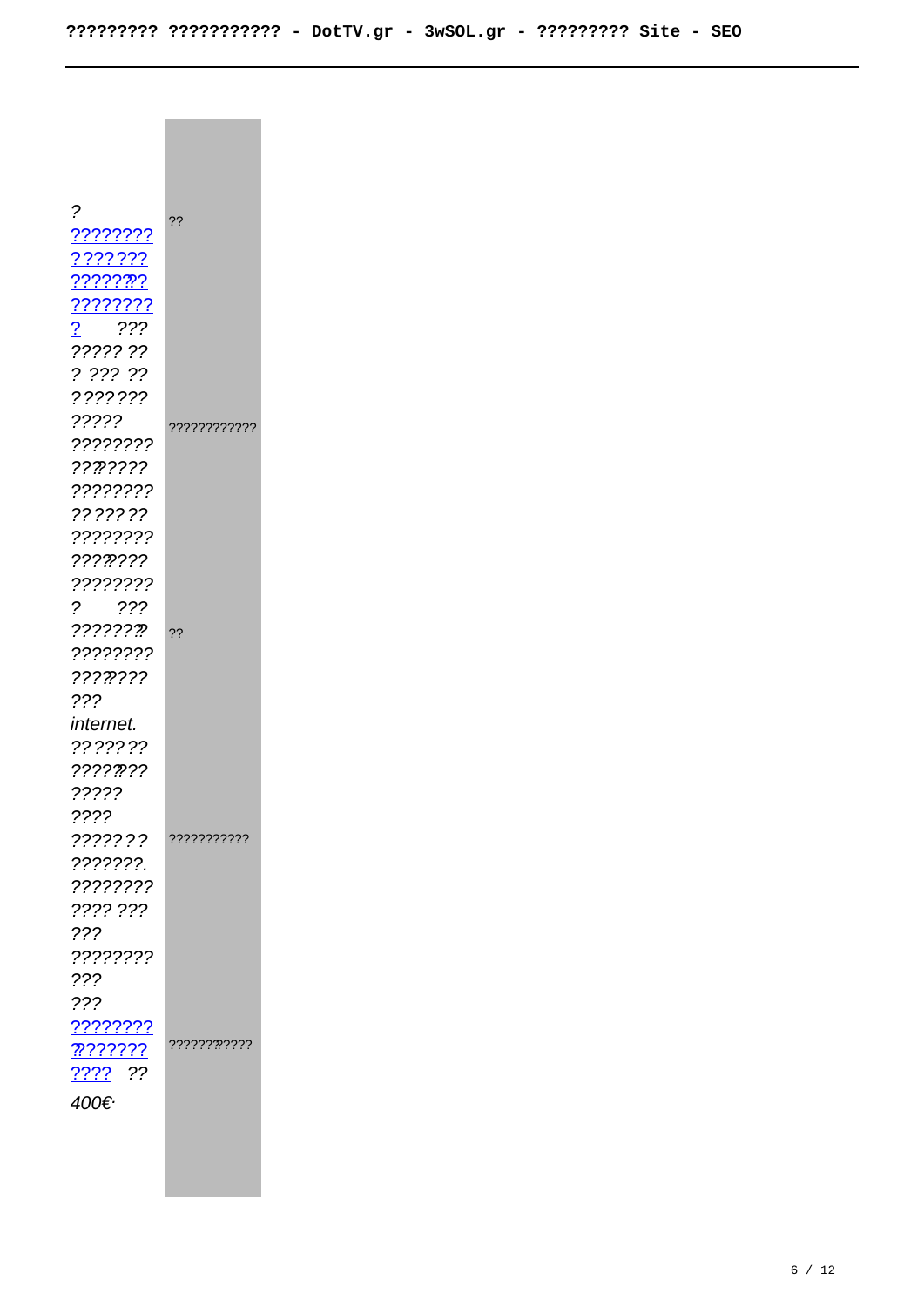| | |
|---|---|
| ? ???????? ??????? ??????? ???????? ? ??? ????? ?? ? ??? ?? ??????? ????? ???????? ???????? ???????? ?????? ???????? ???????? ???????? ? ??? ???????? ???????? ???????? ??? internet. ?????? ???????? ????? ???? ??????? ???????. ???????? ???? ??? ??? ???????? ??? ??? ???????? ???????? ???? ?? 400€· | ?? ???????????? ?? ??????????? ???????????? |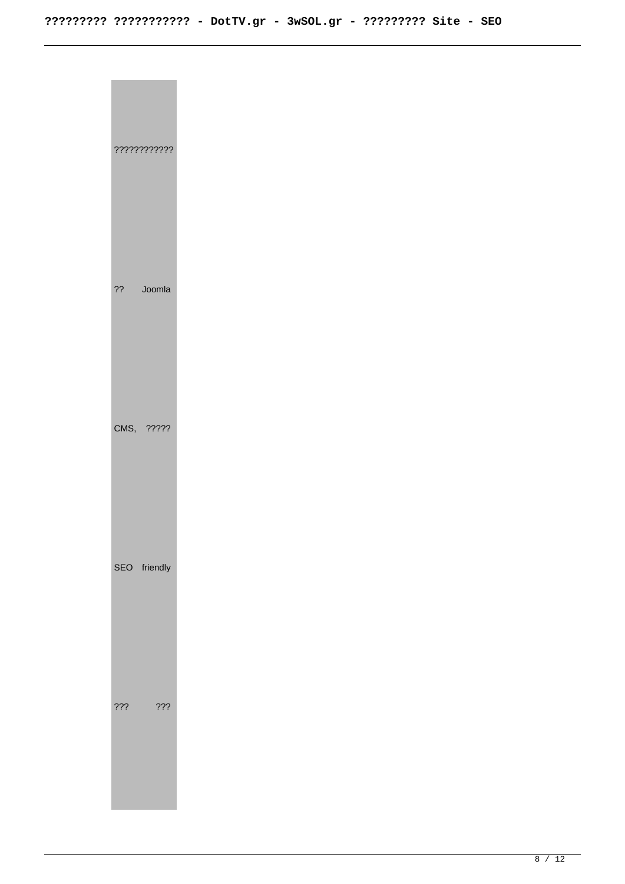????????????

?? Joomla

CMS, ?????

SEO friendly

??? ???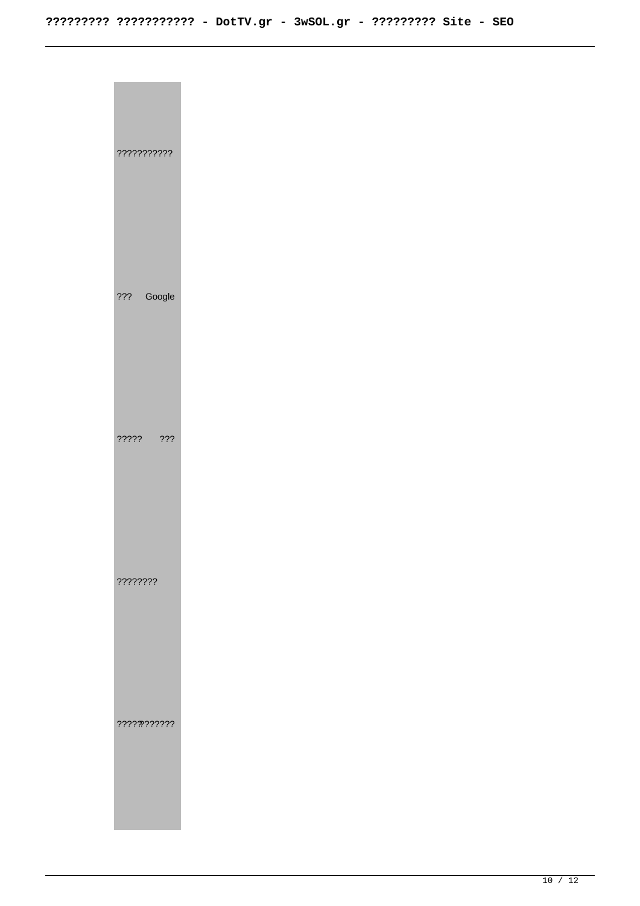???????????

??? Google

????? ???

????????

????????????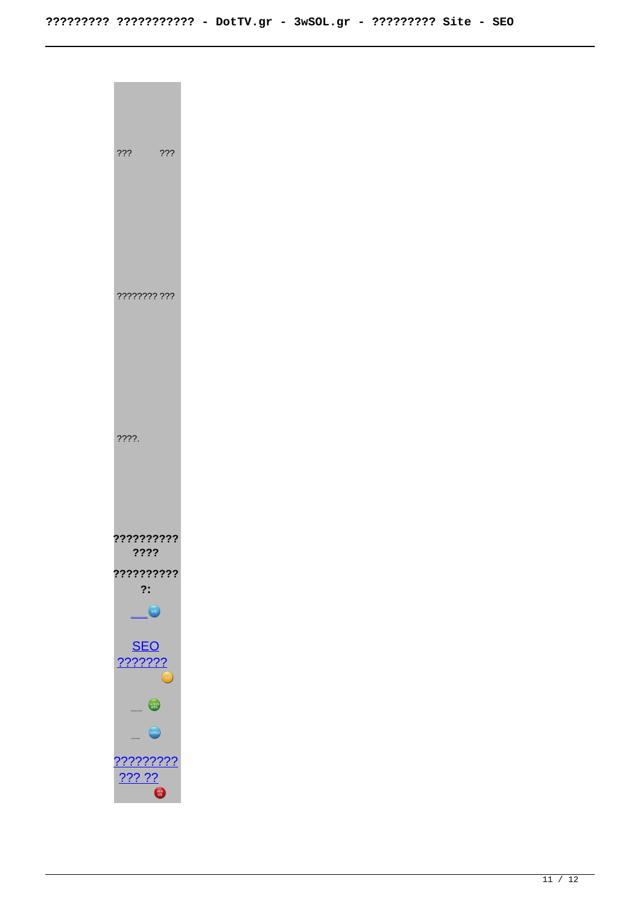??? ???

???????? ???

????.

**??????????**
**????**

**??????????**
**?:**

[SEO ???????]()

[????????? ??? ??]()